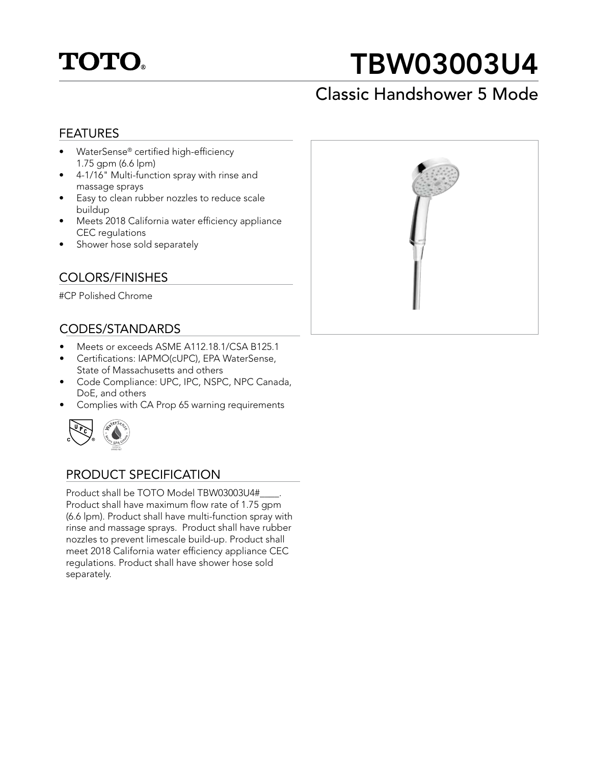TOTO®

# TBW03003U4

## Classic Handshower 5 Mode

### FEATURES

- WaterSense® certified high-efficiency 1.75 gpm (6.6 lpm)
- 4-1/16" Multi-function spray with rinse and massage sprays
- Easy to clean rubber nozzles to reduce scale buildup
- Meets 2018 California water efficiency appliance CEC regulations
- Shower hose sold separately

### COLORS/FINISHES

#CP Polished Chrome

### CODES/STANDARDS

- Meets or exceeds ASME A112.18.1/CSA B125.1
- Certifications: IAPMO(cUPC), EPA WaterSense, State of Massachusetts and others
- Code Compliance: UPC, IPC, NSPC, NPC Canada, DoE, and others
- Complies with CA Prop 65 warning requirements

### PRODUCT SPECIFICATION

Product shall be TOTO Model TBW03003U4#____. Product shall have maximum flow rate of 1.75 gpm (6.6 lpm). Product shall have multi-function spray with rinse and massage sprays. Product shall have rubber nozzles to prevent limescale build-up. Product shall meet 2018 California water efficiency appliance CEC regulations. Product shall have shower hose sold separately.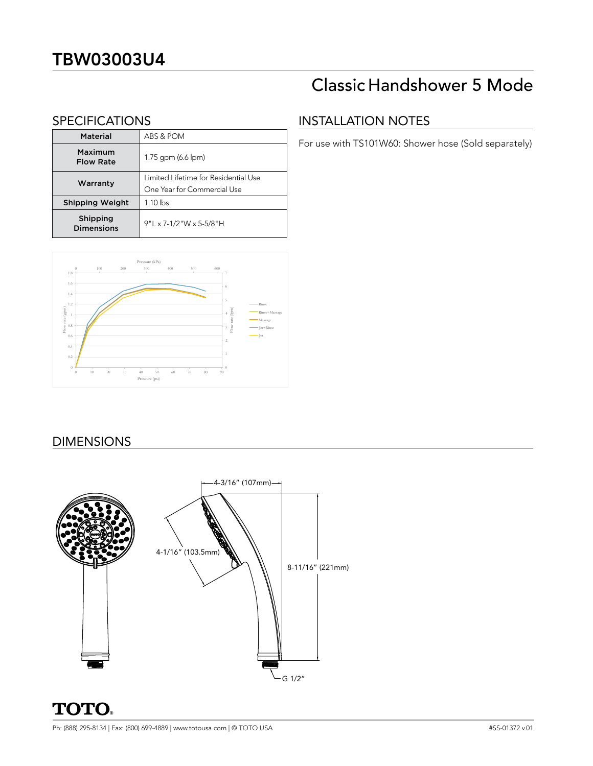# TBW03003U4

## Classic Handshower 5 Mode

## SPECIFICATIONS

| | |
|---|---|
| **Material** | ABS & POM |
| **Maximum Flow Rate** | 1.75 gpm (6.6 lpm) |
| **Warranty** | Limited Lifetime for Residential Use<br>One Year for Commercial Use |
| **Shipping Weight** | 1.10 lbs. |
| **Shipping Dimensions** | 9"L x 7-1/2"W x 5-5/8"H |

Pressure (kPa)

0 100 200 300 400 500 600

Flow rate (gpm)

1.8 1.6 1.4 1.2 1 0.8 0.6 0.4 0.2 0

Flow rate (lpm)

7 6 5 4 3 2 1 0

Pressure (psi)

0 10 20 30 40 50 60 70 80 90

Rinse

Rinse+Massage

Massage

Jet+Rinse

Jet

## INSTALLATION NOTES

For use with TS101W60: Shower hose (Sold separately)

## DIMENSIONS

4-3/16" (107mm)

4-1/16" (103.5mm)

8-11/16" (221mm)

G 1/2"

TOTO.

Ph: (888) 295-8134 | Fax: (800) 699-4889 | www.totousa.com | © TOTO USA

#SS-01372 v.01